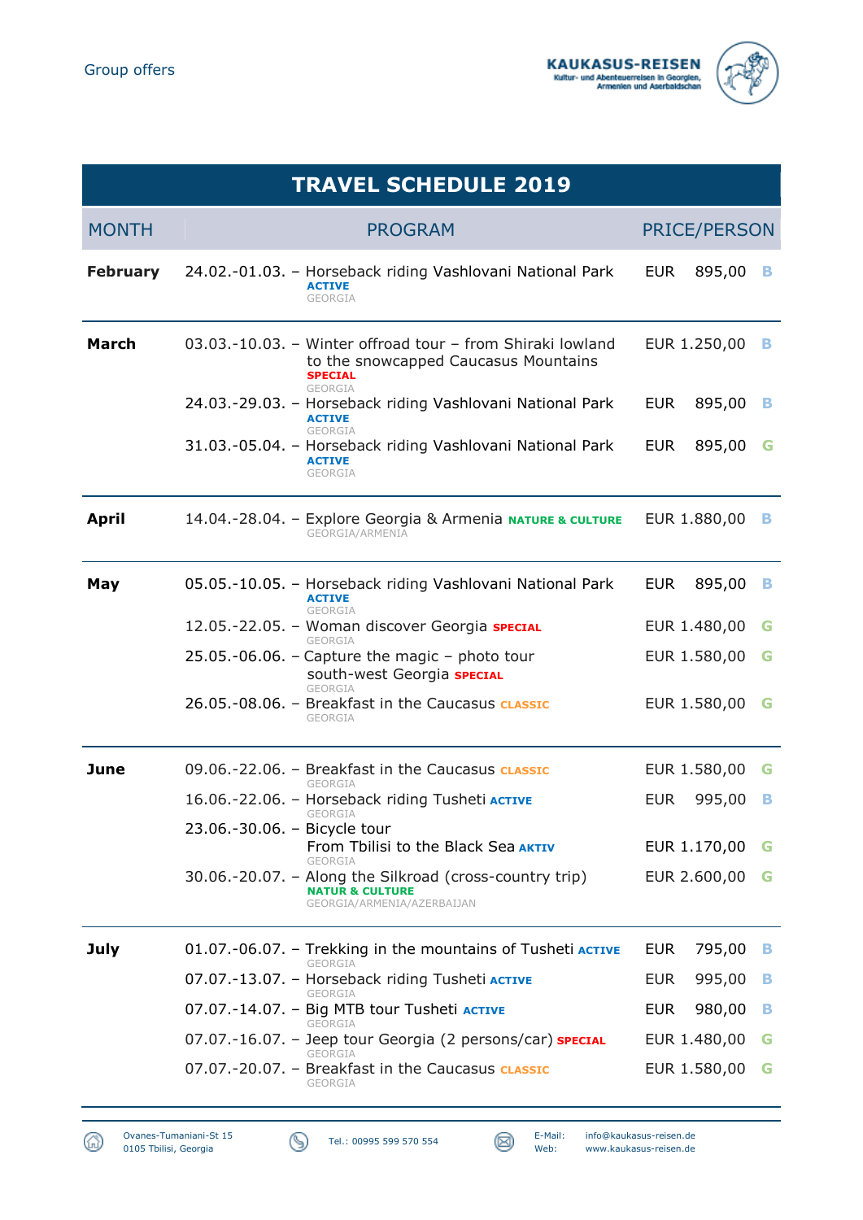Group offers

**KAUKASUS-REISEN**
Kultur- und Abenteuerreisen in Georgien, Armenien und Aserbaidschan

# TRAVEL SCHEDULE 2019

| MONTH | PROGRAM | PRICE/PERSON | |
|---|---|---|---|
| **February** | 24.02.-01.03. – Horseback riding Vashlovani National Park **ACTIVE** GEORGIA | EUR 895,00 | B |
| **March** | 03.03.-10.03. – Winter offroad tour – from Shiraki lowland to the snowcapped Caucasus Mountains **SPECIAL** GEORGIA | EUR 1.250,00 | B |
| | 24.03.-29.03. – Horseback riding Vashlovani National Park **ACTIVE** GEORGIA | EUR 895,00 | B |
| | 31.03.-05.04. – Horseback riding Vashlovani National Park **ACTIVE** GEORGIA | EUR 895,00 | G |
| **April** | 14.04.-28.04. – Explore Georgia & Armenia **NATURE & CULTURE** GEORGIA/ARMENIA | EUR 1.880,00 | B |
| **May** | 05.05.-10.05. – Horseback riding Vashlovani National Park **ACTIVE** GEORGIA | EUR 895,00 | B |
| | 12.05.-22.05. – Woman discover Georgia **SPECIAL** GEORGIA | EUR 1.480,00 | G |
| | 25.05.-06.06. – Capture the magic – photo tour south-west Georgia **SPECIAL** GEORGIA | EUR 1.580,00 | G |
| | 26.05.-08.06. – Breakfast in the Caucasus **CLASSIC** GEORGIA | EUR 1.580,00 | G |
| **June** | 09.06.-22.06. – Breakfast in the Caucasus **CLASSIC** GEORGIA | EUR 1.580,00 | G |
| | 16.06.-22.06. – Horseback riding Tusheti **ACTIVE** GEORGIA | EUR 995,00 | B |
| | 23.06.-30.06. – Bicycle tour From Tbilisi to the Black Sea **AKTIV** GEORGIA | EUR 1.170,00 | G |
| | 30.06.-20.07. – Along the Silkroad (cross-country trip) **NATUR & CULTURE** GEORGIA/ARMENIA/AZERBAIJAN | EUR 2.600,00 | G |
| **July** | 01.07.-06.07. – Trekking in the mountains of Tusheti **ACTIVE** GEORGIA | EUR 795,00 | B |
| | 07.07.-13.07. – Horseback riding Tusheti **ACTIVE** GEORGIA | EUR 995,00 | B |
| | 07.07.-14.07. – Big MTB tour Tusheti **ACTIVE** GEORGIA | EUR 980,00 | B |
| | 07.07.-16.07. – Jeep tour Georgia (2 persons/car) **SPECIAL** GEORGIA | EUR 1.480,00 | G |
| | 07.07.-20.07. – Breakfast in the Caucasus **CLASSIC** GEORGIA | EUR 1.580,00 | G |

Ovanes-Tumaniani-St 15
0105 Tbilisi, Georgia

Tel.: 00995 599 570 554

E-Mail: info@kaukasus-reisen.de
Web: www.kaukasus-reisen.de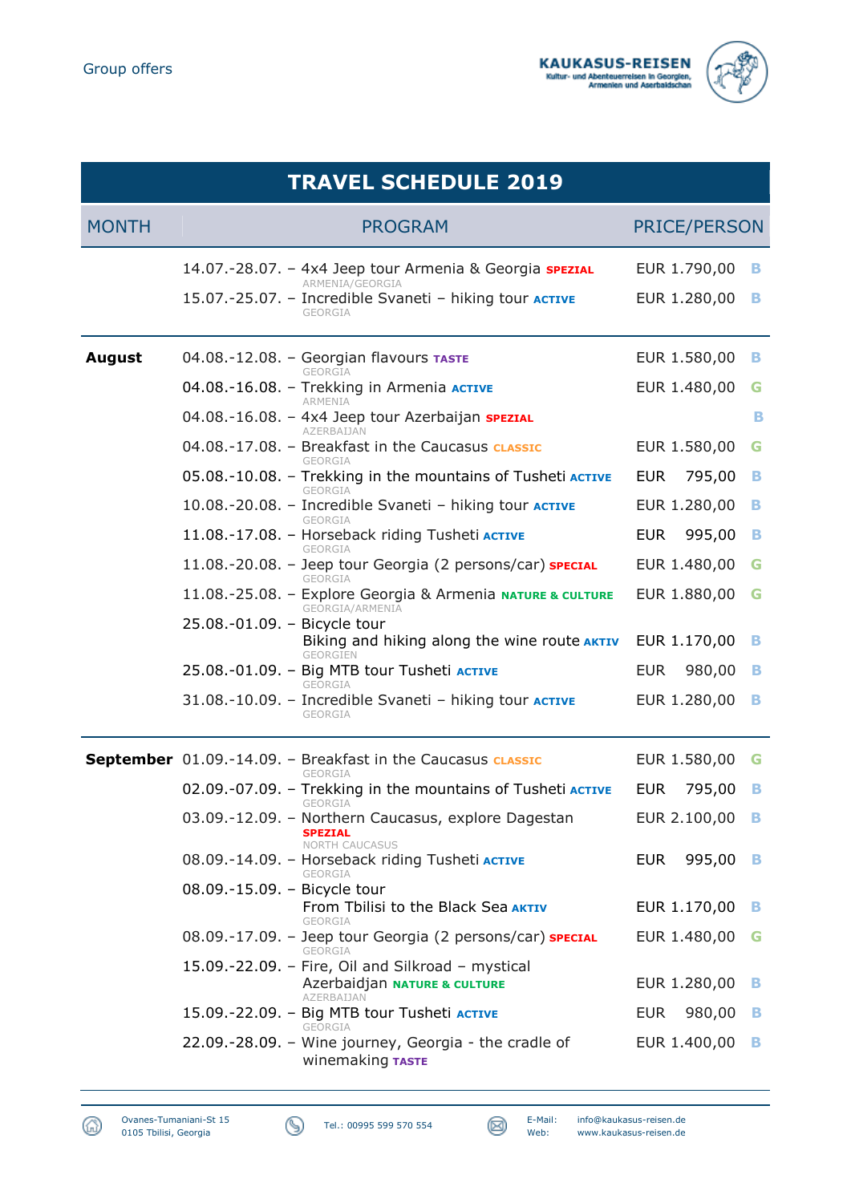Group offers

# TRAVEL SCHEDULE 2019

| MONTH | PROGRAM | PRICE/PERSON | |
|---|---|---|---|
| | 14.07.-28.07. – 4x4 Jeep tour Armenia & Georgia **SPEZIAL** ARMENIA/GEORGIA | EUR 1.790,00 | B |
| | 15.07.-25.07. – Incredible Svaneti – hiking tour **ACTIVE** GEORGIA | EUR 1.280,00 | B |
| **August** | 04.08.-12.08. – Georgian flavours **TASTE** GEORGIA | EUR 1.580,00 | B |
| | 04.08.-16.08. – Trekking in Armenia **ACTIVE** ARMENIA | EUR 1.480,00 | G |
| | 04.08.-16.08. – 4x4 Jeep tour Azerbaijan **SPEZIAL** AZERBAIJAN | | B |
| | 04.08.-17.08. – Breakfast in the Caucasus **CLASSIC** GEORGIA | EUR 1.580,00 | G |
| | 05.08.-10.08. – Trekking in the mountains of Tusheti **ACTIVE** GEORGIA | EUR 795,00 | B |
| | 10.08.-20.08. – Incredible Svaneti – hiking tour **ACTIVE** GEORGIA | EUR 1.280,00 | B |
| | 11.08.-17.08. – Horseback riding Tusheti **ACTIVE** GEORGIA | EUR 995,00 | B |
| | 11.08.-20.08. – Jeep tour Georgia (2 persons/car) **SPECIAL** GEORGIA | EUR 1.480,00 | G |
| | 11.08.-25.08. – Explore Georgia & Armenia **NATURE & CULTURE** GEORGIA/ARMENIA | EUR 1.880,00 | G |
| | 25.08.-01.09. – Bicycle tour Biking and hiking along the wine route **AKTIV** GEORGIEN | EUR 1.170,00 | B |
| | 25.08.-01.09. – Big MTB tour Tusheti **ACTIVE** GEORGIA | EUR 980,00 | B |
| | 31.08.-10.09. – Incredible Svaneti – hiking tour **ACTIVE** GEORGIA | EUR 1.280,00 | B |
| **September** | 01.09.-14.09. – Breakfast in the Caucasus **CLASSIC** GEORGIA | EUR 1.580,00 | G |
| | 02.09.-07.09. – Trekking in the mountains of Tusheti **ACTIVE** GEORGIA | EUR 795,00 | B |
| | 03.09.-12.09. – Northern Caucasus, explore Dagestan **SPEZIAL** NORTH CAUCASUS | EUR 2.100,00 | B |
| | 08.09.-14.09. – Horseback riding Tusheti **ACTIVE** GEORGIA | EUR 995,00 | B |
| | 08.09.-15.09. – Bicycle tour From Tbilisi to the Black Sea **AKTIV** GEORGIA | EUR 1.170,00 | B |
| | 08.09.-17.09. – Jeep tour Georgia (2 persons/car) **SPECIAL** GEORGIA | EUR 1.480,00 | G |
| | 15.09.-22.09. – Fire, Oil and Silkroad – mystical Azerbaidjan **NATURE & CULTURE** AZERBAIJAN | EUR 1.280,00 | B |
| | 15.09.-22.09. – Big MTB tour Tusheti **ACTIVE** GEORGIA | EUR 980,00 | B |
| | 22.09.-28.09. – Wine journey, Georgia - the cradle of winemaking **TASTE** | EUR 1.400,00 | B |

Ovanes-Tumaniani-St 15
0105 Tbilisi, Georgia

Tel.: 00995 599 570 554

E-Mail: info@kaukasus-reisen.de
Web: www.kaukasus-reisen.de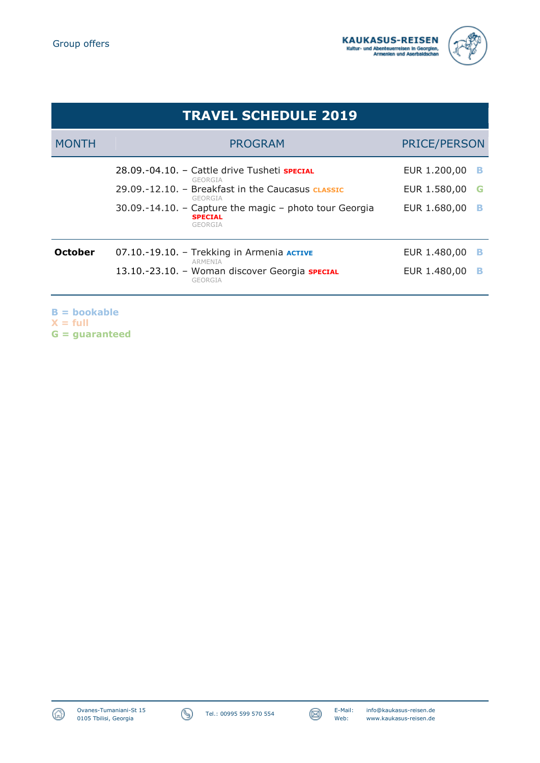Group offers

# TRAVEL SCHEDULE 2019

| MONTH | PROGRAM | PRICE/PERSON | |
|---|---|---|---|
| | 28.09.-04.10. – Cattle drive Tusheti **SPECIAL** GEORGIA | EUR 1.200,00 | B |
| | 29.09.-12.10. – Breakfast in the Caucasus **CLASSIC** GEORGIA | EUR 1.580,00 | G |
| | 30.09.-14.10. – Capture the magic – photo tour Georgia **SPECIAL** GEORGIA | EUR 1.680,00 | B |
| **October** | 07.10.-19.10. – Trekking in Armenia **ACTIVE** ARMENIA | EUR 1.480,00 | B |
| | 13.10.-23.10. – Woman discover Georgia **SPECIAL** GEORGIA | EUR 1.480,00 | B |

**B = bookable**
**X = full**
**G = guaranteed**